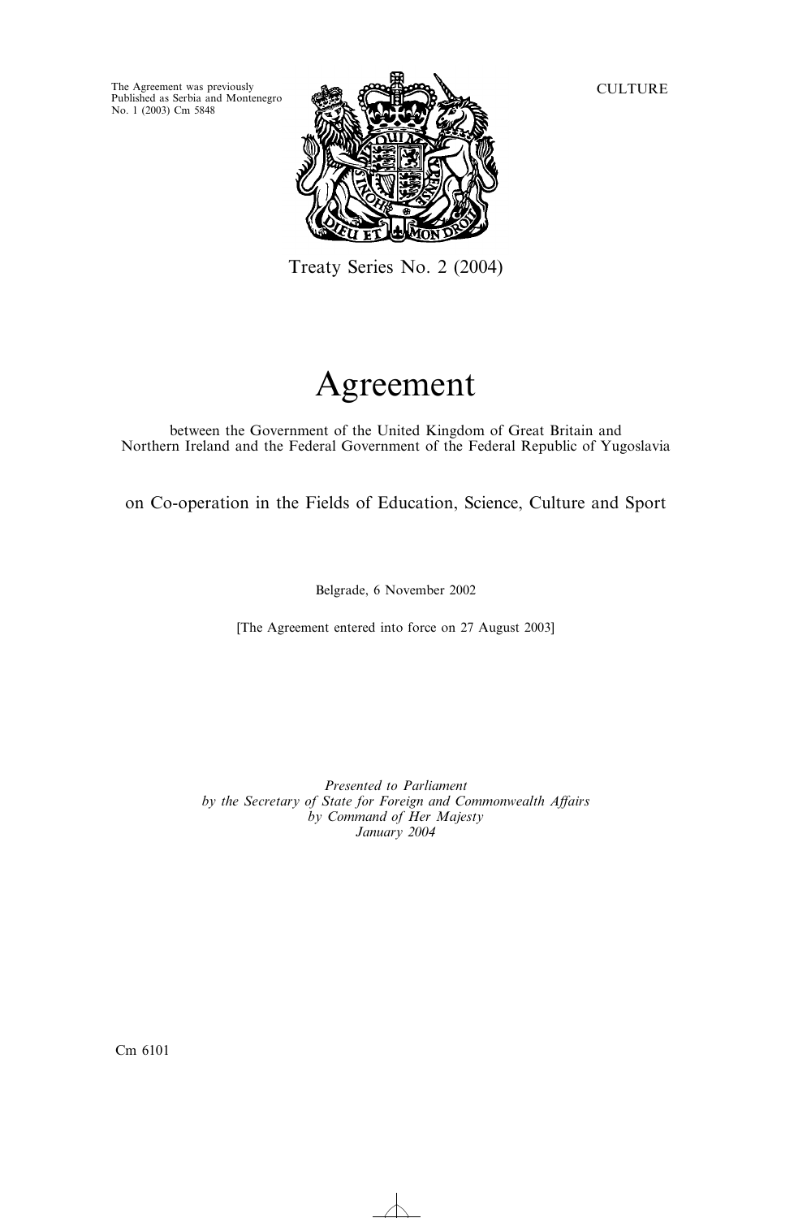The Agreement was previously Published as Serbia and Montenegro No. 1 (2003) Cm 5848

CULTURE

Treaty Series No. 2 (2004)

# Agreement

between the Government of the United Kingdom of Great Britain and Northern Ireland and the Federal Government of the Federal Republic of Yugoslavia

## on Co-operation in the Fields of Education, Science, Culture and Sport

Belgrade, 6 November 2002

[The Agreement entered into force on 27 August 2003]

*Presented to Parliament*
*by the Secretary of State for Foreign and Commonwealth Affairs*
*by Command of Her Majesty*
*January 2004*

Cm 6101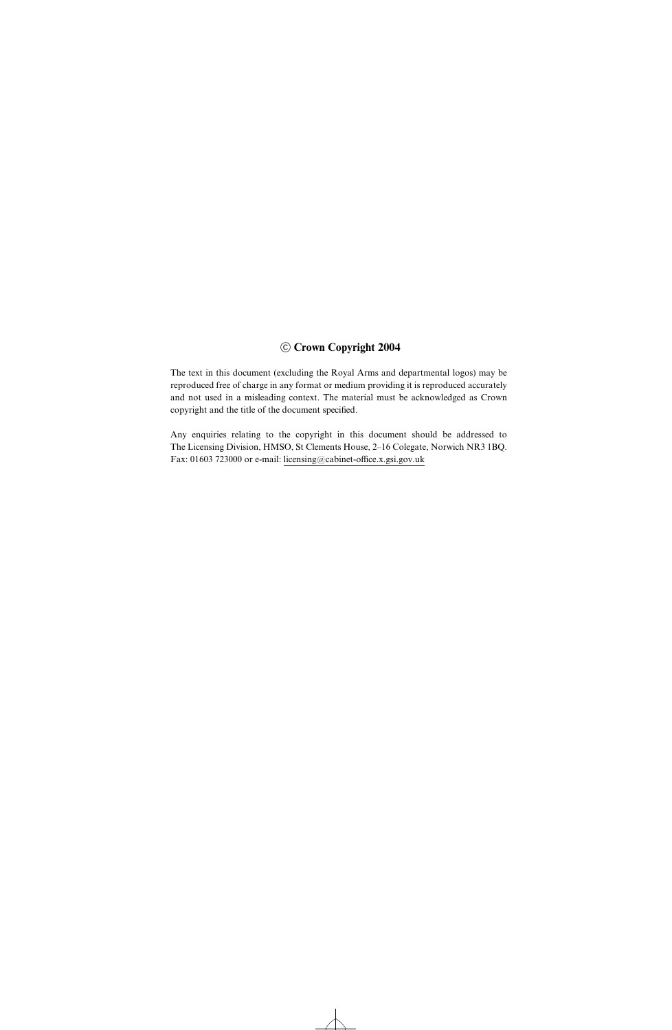**© Crown Copyright 2004**

The text in this document (excluding the Royal Arms and departmental logos) may be reproduced free of charge in any format or medium providing it is reproduced accurately and not used in a misleading context. The material must be acknowledged as Crown copyright and the title of the document specified.

Any enquiries relating to the copyright in this document should be addressed to The Licensing Division, HMSO, St Clements House, 2–16 Colegate, Norwich NR3 1BQ. Fax: 01603 723000 or e-mail: licensing@cabinet-office.x.gsi.gov.uk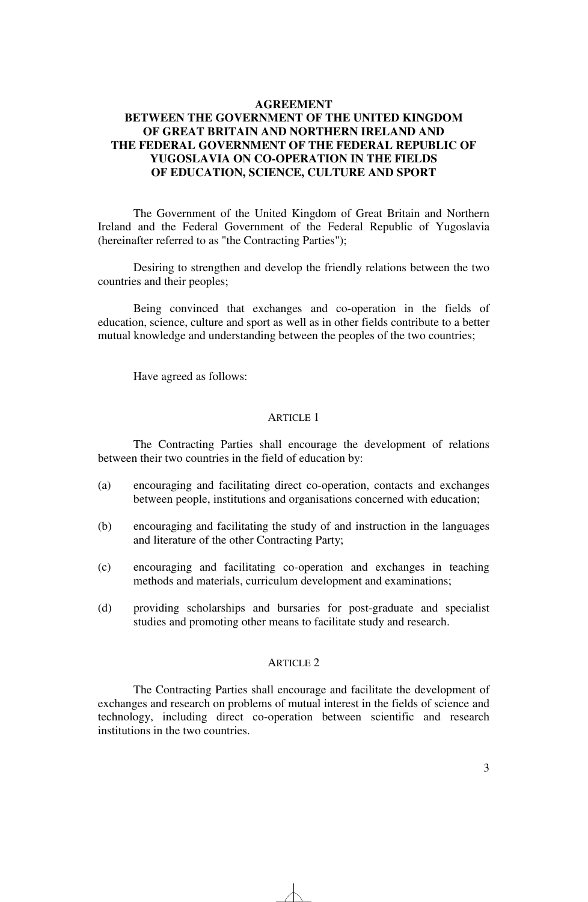# AGREEMENT BETWEEN THE GOVERNMENT OF THE UNITED KINGDOM OF GREAT BRITAIN AND NORTHERN IRELAND AND THE FEDERAL GOVERNMENT OF THE FEDERAL REPUBLIC OF YUGOSLAVIA ON CO-OPERATION IN THE FIELDS OF EDUCATION, SCIENCE, CULTURE AND SPORT

The Government of the United Kingdom of Great Britain and Northern Ireland and the Federal Government of the Federal Republic of Yugoslavia (hereinafter referred to as "the Contracting Parties");

Desiring to strengthen and develop the friendly relations between the two countries and their peoples;

Being convinced that exchanges and co-operation in the fields of education, science, culture and sport as well as in other fields contribute to a better mutual knowledge and understanding between the peoples of the two countries;

Have agreed as follows:

## ARTICLE 1

The Contracting Parties shall encourage the development of relations between their two countries in the field of education by:

(a) encouraging and facilitating direct co-operation, contacts and exchanges between people, institutions and organisations concerned with education;

(b) encouraging and facilitating the study of and instruction in the languages and literature of the other Contracting Party;

(c) encouraging and facilitating co-operation and exchanges in teaching methods and materials, curriculum development and examinations;

(d) providing scholarships and bursaries for post-graduate and specialist studies and promoting other means to facilitate study and research.

## ARTICLE 2

The Contracting Parties shall encourage and facilitate the development of exchanges and research on problems of mutual interest in the fields of science and technology, including direct co-operation between scientific and research institutions in the two countries.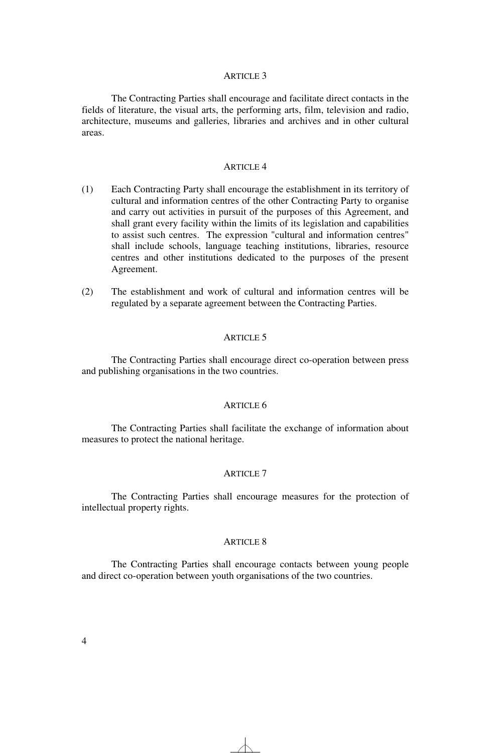### ARTICLE 3

The Contracting Parties shall encourage and facilitate direct contacts in the fields of literature, the visual arts, the performing arts, film, television and radio, architecture, museums and galleries, libraries and archives and in other cultural areas.

### ARTICLE 4

(1) Each Contracting Party shall encourage the establishment in its territory of cultural and information centres of the other Contracting Party to organise and carry out activities in pursuit of the purposes of this Agreement, and shall grant every facility within the limits of its legislation and capabilities to assist such centres. The expression "cultural and information centres" shall include schools, language teaching institutions, libraries, resource centres and other institutions dedicated to the purposes of the present Agreement.

(2) The establishment and work of cultural and information centres will be regulated by a separate agreement between the Contracting Parties.

### ARTICLE 5

The Contracting Parties shall encourage direct co-operation between press and publishing organisations in the two countries.

### ARTICLE 6

The Contracting Parties shall facilitate the exchange of information about measures to protect the national heritage.

### ARTICLE 7

The Contracting Parties shall encourage measures for the protection of intellectual property rights.

### ARTICLE 8

The Contracting Parties shall encourage contacts between young people and direct co-operation between youth organisations of the two countries.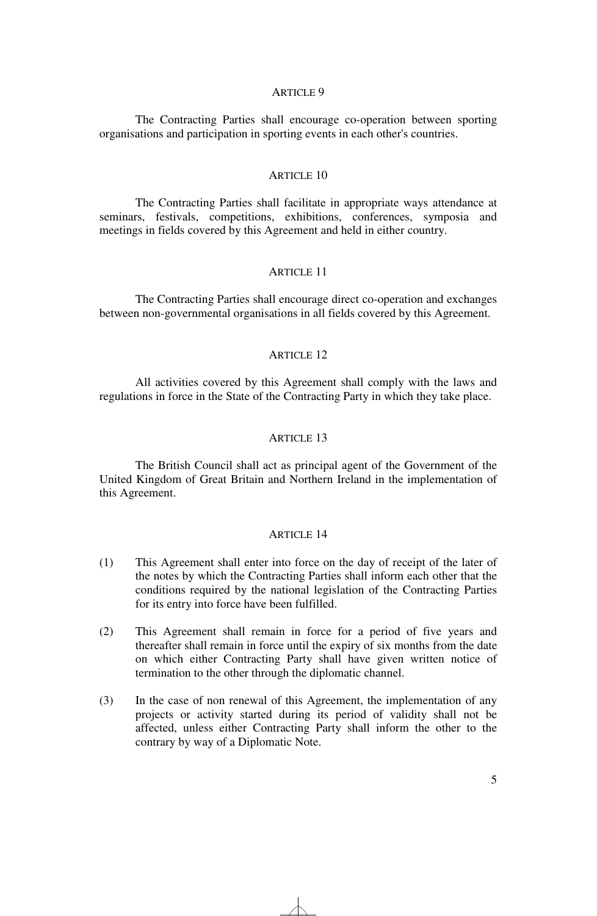## ARTICLE 9

The Contracting Parties shall encourage co-operation between sporting organisations and participation in sporting events in each other's countries.

## ARTICLE 10

The Contracting Parties shall facilitate in appropriate ways attendance at seminars, festivals, competitions, exhibitions, conferences, symposia and meetings in fields covered by this Agreement and held in either country.

## ARTICLE 11

The Contracting Parties shall encourage direct co-operation and exchanges between non-governmental organisations in all fields covered by this Agreement.

## ARTICLE 12

All activities covered by this Agreement shall comply with the laws and regulations in force in the State of the Contracting Party in which they take place.

## ARTICLE 13

The British Council shall act as principal agent of the Government of the United Kingdom of Great Britain and Northern Ireland in the implementation of this Agreement.

## ARTICLE 14

(1) This Agreement shall enter into force on the day of receipt of the later of the notes by which the Contracting Parties shall inform each other that the conditions required by the national legislation of the Contracting Parties for its entry into force have been fulfilled.

(2) This Agreement shall remain in force for a period of five years and thereafter shall remain in force until the expiry of six months from the date on which either Contracting Party shall have given written notice of termination to the other through the diplomatic channel.

(3) In the case of non renewal of this Agreement, the implementation of any projects or activity started during its period of validity shall not be affected, unless either Contracting Party shall inform the other to the contrary by way of a Diplomatic Note.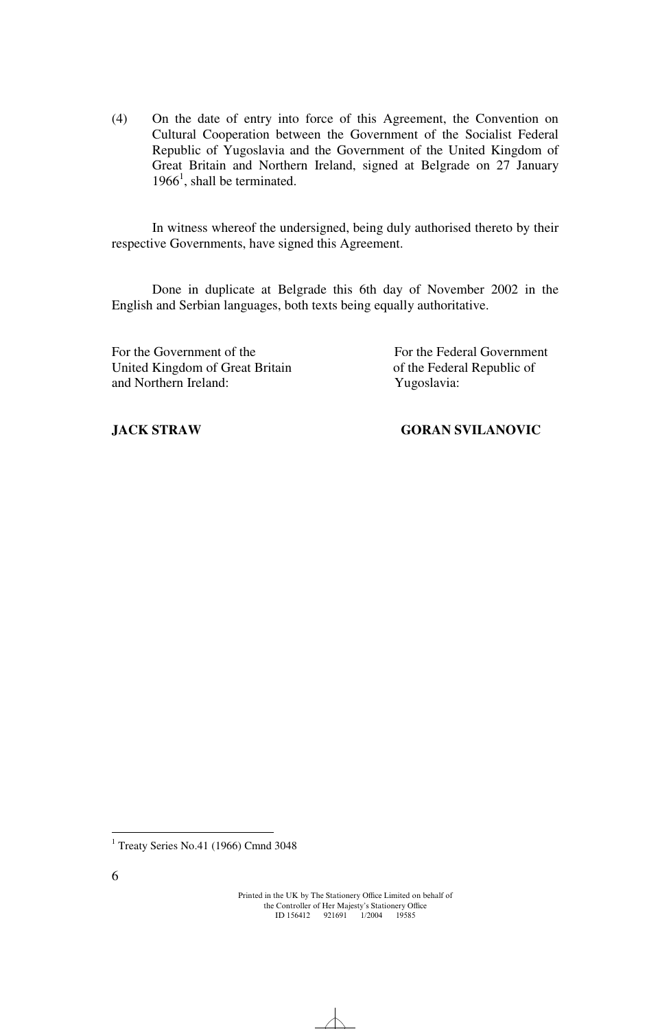(4) On the date of entry into force of this Agreement, the Convention on Cultural Cooperation between the Government of the Socialist Federal Republic of Yugoslavia and the Government of the United Kingdom of Great Britain and Northern Ireland, signed at Belgrade on 27 January 1966[1], shall be terminated.

In witness whereof the undersigned, being duly authorised thereto by their respective Governments, have signed this Agreement.

Done in duplicate at Belgrade this 6th day of November 2002 in the English and Serbian languages, both texts being equally authoritative.

| For the Government of the United Kingdom of Great Britain and Northern Ireland: | For the Federal Government of the Federal Republic of Yugoslavia: |
|---|---|
| **JACK STRAW** | **GORAN SVILANOVIC** |

[1] Treaty Series No.41 (1966) Cmnd 3048

Printed in the UK by The Stationery Office Limited on behalf of the Controller of Her Majesty's Stationery Office
ID 156412 921691 1/2004 19585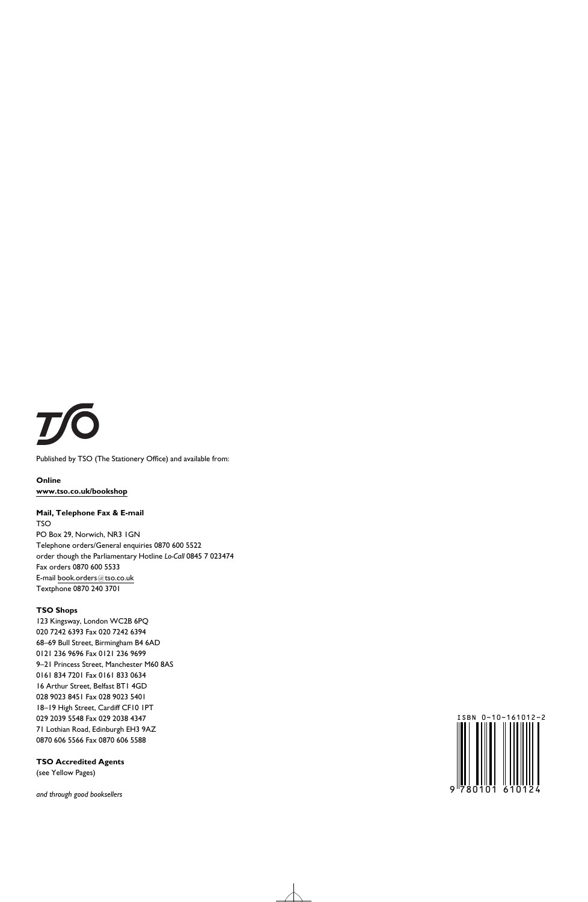Published by TSO (The Stationery Office) and available from:

**Online**
**www.tso.co.uk/bookshop**

**Mail, Telephone Fax & E-mail**
TSO
PO Box 29, Norwich, NR3 1GN
Telephone orders/General enquiries 0870 600 5522
order though the Parliamentary Hotline *Lo-Call* 0845 7 023474
Fax orders 0870 600 5533
E-mail book.orders@tso.co.uk
Textphone 0870 240 3701

**TSO Shops**
123 Kingsway, London WC2B 6PQ
020 7242 6393 Fax 020 7242 6394
68–69 Bull Street, Birmingham B4 6AD
0121 236 9696 Fax 0121 236 9699
9–21 Princess Street, Manchester M60 8AS
0161 834 7201 Fax 0161 833 0634
16 Arthur Street, Belfast BT1 4GD
028 9023 8451 Fax 028 9023 5401
18–19 High Street, Cardiff CF10 1PT
029 2039 5548 Fax 029 2038 4347
71 Lothian Road, Edinburgh EH3 9AZ
0870 606 5566 Fax 0870 606 5588

**TSO Accredited Agents**
(see Yellow Pages)

*and through good booksellers*

ISBN 0-10-161012-2

9 780101 610124